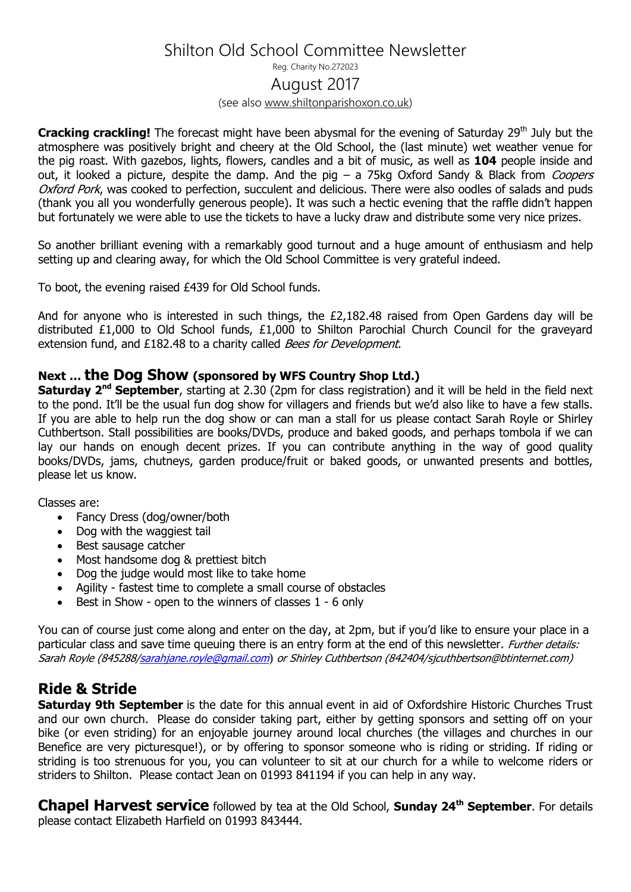# Shilton Old School Committee Newsletter

Reg. Charity No.272023

## August 2017

(see also www.shiltonparishoxon.co.uk)

**Cracking crackling!** The forecast might have been abysmal for the evening of Saturday 29th July but the atmosphere was positively bright and cheery at the Old School, the (last minute) wet weather venue for the pig roast. With gazebos, lights, flowers, candles and a bit of music, as well as **104** people inside and out, it looked a picture, despite the damp. And the pig – a 75kg Oxford Sandy & Black from *Coopers Oxford Pork*, was cooked to perfection, succulent and delicious. There were also oodles of salads and puds (thank you all you wonderfully generous people). It was such a hectic evening that the raffle didn't happen but fortunately we were able to use the tickets to have a lucky draw and distribute some very nice prizes.

So another brilliant evening with a remarkably good turnout and a huge amount of enthusiasm and help setting up and clearing away, for which the Old School Committee is very grateful indeed.

To boot, the evening raised £439 for Old School funds.

And for anyone who is interested in such things, the £2,182.48 raised from Open Gardens day will be distributed £1,000 to Old School funds, £1,000 to Shilton Parochial Church Council for the graveyard extension fund, and £182.48 to a charity called *Bees for Development*.

### Next … the Dog Show (sponsored by WFS Country Shop Ltd.)

**Saturday 2nd September**, starting at 2.30 (2pm for class registration) and it will be held in the field next to the pond. It'll be the usual fun dog show for villagers and friends but we'd also like to have a few stalls. If you are able to help run the dog show or can man a stall for us please contact Sarah Royle or Shirley Cuthbertson. Stall possibilities are books/DVDs, produce and baked goods, and perhaps tombola if we can lay our hands on enough decent prizes. If you can contribute anything in the way of good quality books/DVDs, jams, chutneys, garden produce/fruit or baked goods, or unwanted presents and bottles, please let us know.

Classes are:

- Fancy Dress (dog/owner/both
- Dog with the waggiest tail
- Best sausage catcher
- Most handsome dog & prettiest bitch
- Dog the judge would most like to take home
- Agility - fastest time to complete a small course of obstacles
- Best in Show - open to the winners of classes 1 - 6 only

You can of course just come along and enter on the day, at 2pm, but if you'd like to ensure your place in a particular class and save time queuing there is an entry form at the end of this newsletter. *Further details: Sarah Royle (845288/sarahjane.royle@gmail.com) or Shirley Cuthbertson (842404/sjcuthbertson@btinternet.com)*

## Ride & Stride

**Saturday 9th September** is the date for this annual event in aid of Oxfordshire Historic Churches Trust and our own church. Please do consider taking part, either by getting sponsors and setting off on your bike (or even striding) for an enjoyable journey around local churches (the villages and churches in our Benefice are very picturesque!), or by offering to sponsor someone who is riding or striding. If riding or striding is too strenuous for you, you can volunteer to sit at our church for a while to welcome riders or striders to Shilton. Please contact Jean on 01993 841194 if you can help in any way.

**Chapel Harvest service** followed by tea at the Old School, **Sunday 24th September**. For details please contact Elizabeth Harfield on 01993 843444.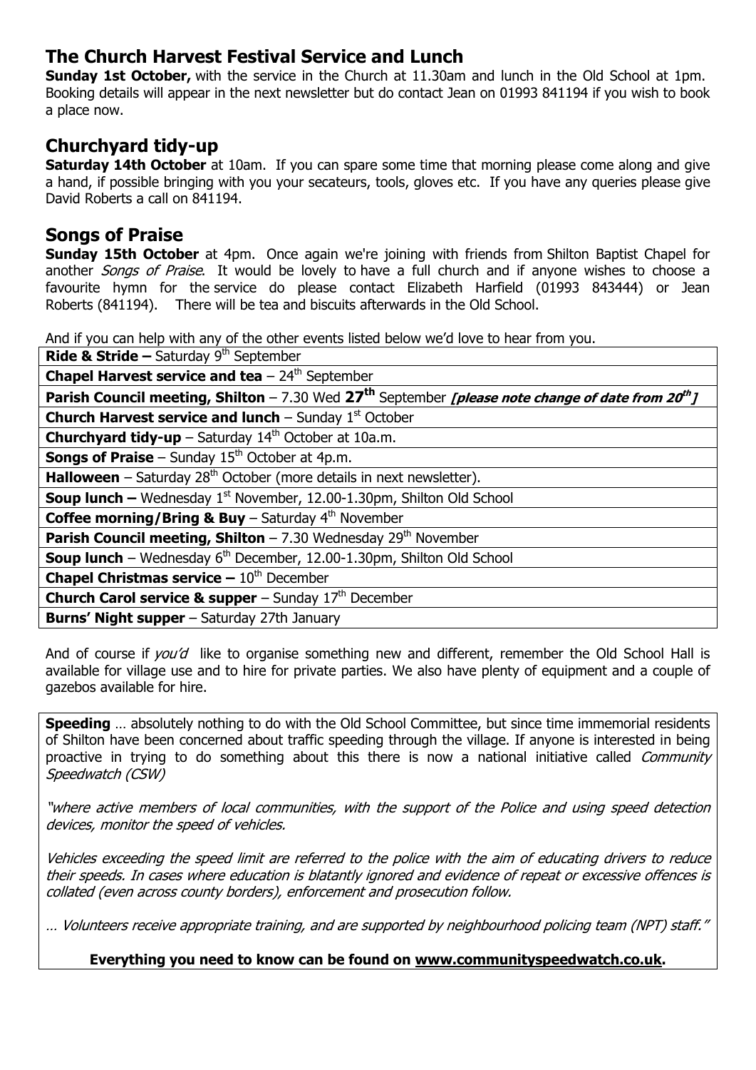## The Church Harvest Festival Service and Lunch

**Sunday 1st October,** with the service in the Church at 11.30am and lunch in the Old School at 1pm. Booking details will appear in the next newsletter but do contact Jean on 01993 841194 if you wish to book a place now.

## Churchyard tidy-up

**Saturday 14th October** at 10am. If you can spare some time that morning please come along and give a hand, if possible bringing with you your secateurs, tools, gloves etc. If you have any queries please give David Roberts a call on 841194.

## Songs of Praise

**Sunday 15th October** at 4pm. Once again we're joining with friends from Shilton Baptist Chapel for another *Songs of Praise*. It would be lovely to have a full church and if anyone wishes to choose a favourite hymn for the service do please contact Elizabeth Harfield (01993 843444) or Jean Roberts (841194). There will be tea and biscuits afterwards in the Old School.

And if you can help with any of the other events listed below we'd love to hear from you.

| |
|---|
| **Ride & Stride –** Saturday 9th September |
| **Chapel Harvest service and tea** – 24th September |
| **Parish Council meeting, Shilton** – 7.30 Wed **27th** September ***[please note change of date from 20th]*** |
| **Church Harvest service and lunch** – Sunday 1st October |
| **Churchyard tidy-up** – Saturday 14th October at 10a.m. |
| **Songs of Praise** – Sunday 15th October at 4p.m. |
| **Halloween** – Saturday 28th October (more details in next newsletter). |
| **Soup lunch –** Wednesday 1st November, 12.00-1.30pm, Shilton Old School |
| **Coffee morning/Bring & Buy** – Saturday 4th November |
| **Parish Council meeting, Shilton** – 7.30 Wednesday 29th November |
| **Soup lunch** – Wednesday 6th December, 12.00-1.30pm, Shilton Old School |
| **Chapel Christmas service –** 10th December |
| **Church Carol service & supper** – Sunday 17th December |
| **Burns' Night supper** – Saturday 27th January |

And of course if *you'd* like to organise something new and different, remember the Old School Hall is available for village use and to hire for private parties. We also have plenty of equipment and a couple of gazebos available for hire.

**Speeding** … absolutely nothing to do with the Old School Committee, but since time immemorial residents of Shilton have been concerned about traffic speeding through the village. If anyone is interested in being proactive in trying to do something about this there is now a national initiative called *Community Speedwatch (CSW)*

*"where active members of local communities, with the support of the Police and using speed detection devices, monitor the speed of vehicles.*

*Vehicles exceeding the speed limit are referred to the police with the aim of educating drivers to reduce their speeds. In cases where education is blatantly ignored and evidence of repeat or excessive offences is collated (even across county borders), enforcement and prosecution follow.*

*… Volunteers receive appropriate training, and are supported by neighbourhood policing team (NPT) staff."*

**Everything you need to know can be found on www.communityspeedwatch.co.uk.**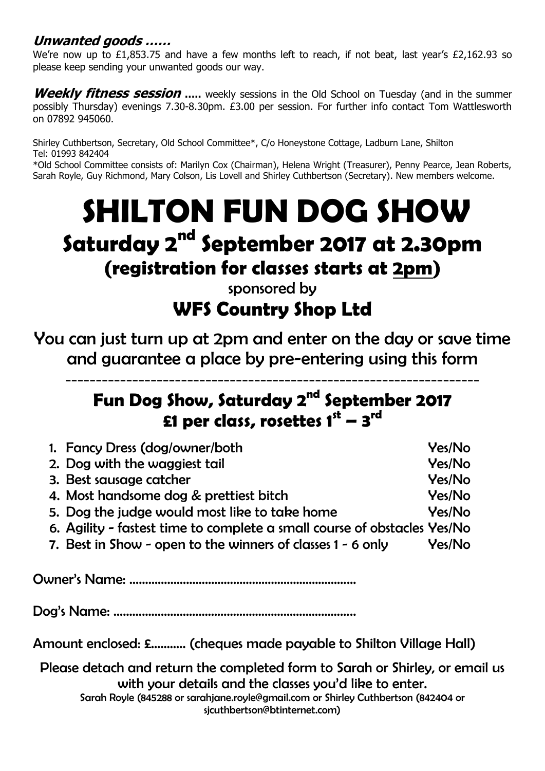***Unwanted goods ……***

We're now up to £1,853.75 and have a few months left to reach, if not beat, last year's £2,162.93 so please keep sending your unwanted goods our way.

***Weekly fitness session …..*** weekly sessions in the Old School on Tuesday (and in the summer possibly Thursday) evenings 7.30-8.30pm. £3.00 per session. For further info contact Tom Wattlesworth on 07892 945060.

Shirley Cuthbertson, Secretary, Old School Committee*, C/o Honeystone Cottage, Ladburn Lane, Shilton
Tel: 01993 842404

*Old School Committee consists of: Marilyn Cox (Chairman), Helena Wright (Treasurer), Penny Pearce, Jean Roberts, Sarah Royle, Guy Richmond, Mary Colson, Lis Lovell and Shirley Cuthbertson (Secretary). New members welcome.

# SHILTON FUN DOG SHOW

## Saturday 2nd September 2017 at 2.30pm

### (registration for classes starts at 2pm)

sponsored by

### WFS Country Shop Ltd

You can just turn up at 2pm and enter on the day or save time and guarantee a place by pre-entering using this form

-----------------------------------------------------------------

## Fun Dog Show, Saturday 2nd September 2017
## £1 per class, rosettes 1st – 3rd

1. Fancy Dress (dog/owner/both Yes/No
2. Dog with the waggiest tail Yes/No
3. Best sausage catcher Yes/No
4. Most handsome dog & prettiest bitch Yes/No
5. Dog the judge would most like to take home Yes/No
6. Agility - fastest time to complete a small course of obstacles Yes/No
7. Best in Show - open to the winners of classes 1 - 6 only Yes/No

Owner's Name: ......................................................................

Dog's Name: ..........................................................................

Amount enclosed: £........... (cheques made payable to Shilton Village Hall)

Please detach and return the completed form to Sarah or Shirley, or email us with your details and the classes you'd like to enter.

Sarah Royle (845288 or sarahjane.royle@gmail.com or Shirley Cuthbertson (842404 or sjcuthbertson@btinternet.com)